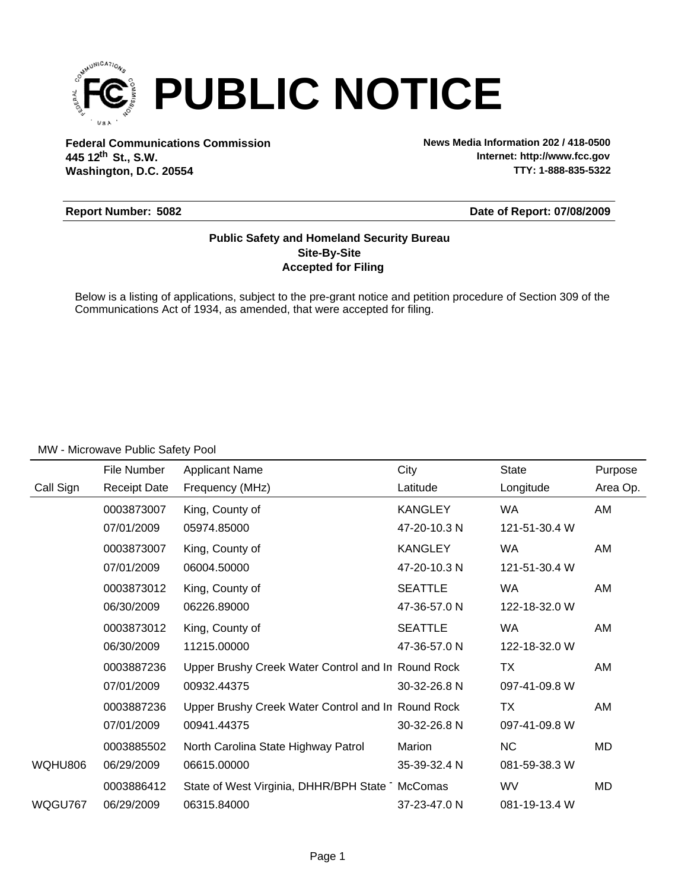# PUBLIC NOTICE

**Federal Communications Commission**
**445 12th St., S.W.**
**Washington, D.C. 20554**

**News Media Information 202 / 418-0500**
**Internet: http://www.fcc.gov**
**TTY: 1-888-835-5322**

**Report Number: 5082** | **Date of Report: 07/08/2009**

**Public Safety and Homeland Security Bureau**
**Site-By-Site**
**Accepted for Filing**

Below is a listing of applications, subject to the pre-grant notice and petition procedure of Section 309 of the Communications Act of 1934, as amended, that were accepted for filing.

MW - Microwave Public Safety Pool

| Call Sign | File Number / Receipt Date | Applicant Name / Frequency (MHz) | City / Latitude | State / Longitude | Purpose / Area Op. |
|---|---|---|---|---|---|
| | 0003873007 | King, County of | KANGLEY | WA | AM |
| | 07/01/2009 | 05974.85000 | 47-20-10.3 N | 121-51-30.4 W | |
| | 0003873007 | King, County of | KANGLEY | WA | AM |
| | 07/01/2009 | 06004.50000 | 47-20-10.3 N | 121-51-30.4 W | |
| | 0003873012 | King, County of | SEATTLE | WA | AM |
| | 06/30/2009 | 06226.89000 | 47-36-57.0 N | 122-18-32.0 W | |
| | 0003873012 | King, County of | SEATTLE | WA | AM |
| | 06/30/2009 | 11215.00000 | 47-36-57.0 N | 122-18-32.0 W | |
| | 0003887236 | Upper Brushy Creek Water Control and In | Round Rock | TX | AM |
| | 07/01/2009 | 00932.44375 | 30-32-26.8 N | 097-41-09.8 W | |
| | 0003887236 | Upper Brushy Creek Water Control and In | Round Rock | TX | AM |
| | 07/01/2009 | 00941.44375 | 30-32-26.8 N | 097-41-09.8 W | |
| | 0003885502 | North Carolina State Highway Patrol | Marion | NC | MD |
| WQHU806 | 06/29/2009 | 06615.00000 | 35-39-32.4 N | 081-59-38.3 W | |
| | 0003886412 | State of West Virginia, DHHR/BPH State | McComas | WV | MD |
| WQGU767 | 06/29/2009 | 06315.84000 | 37-23-47.0 N | 081-19-13.4 W | |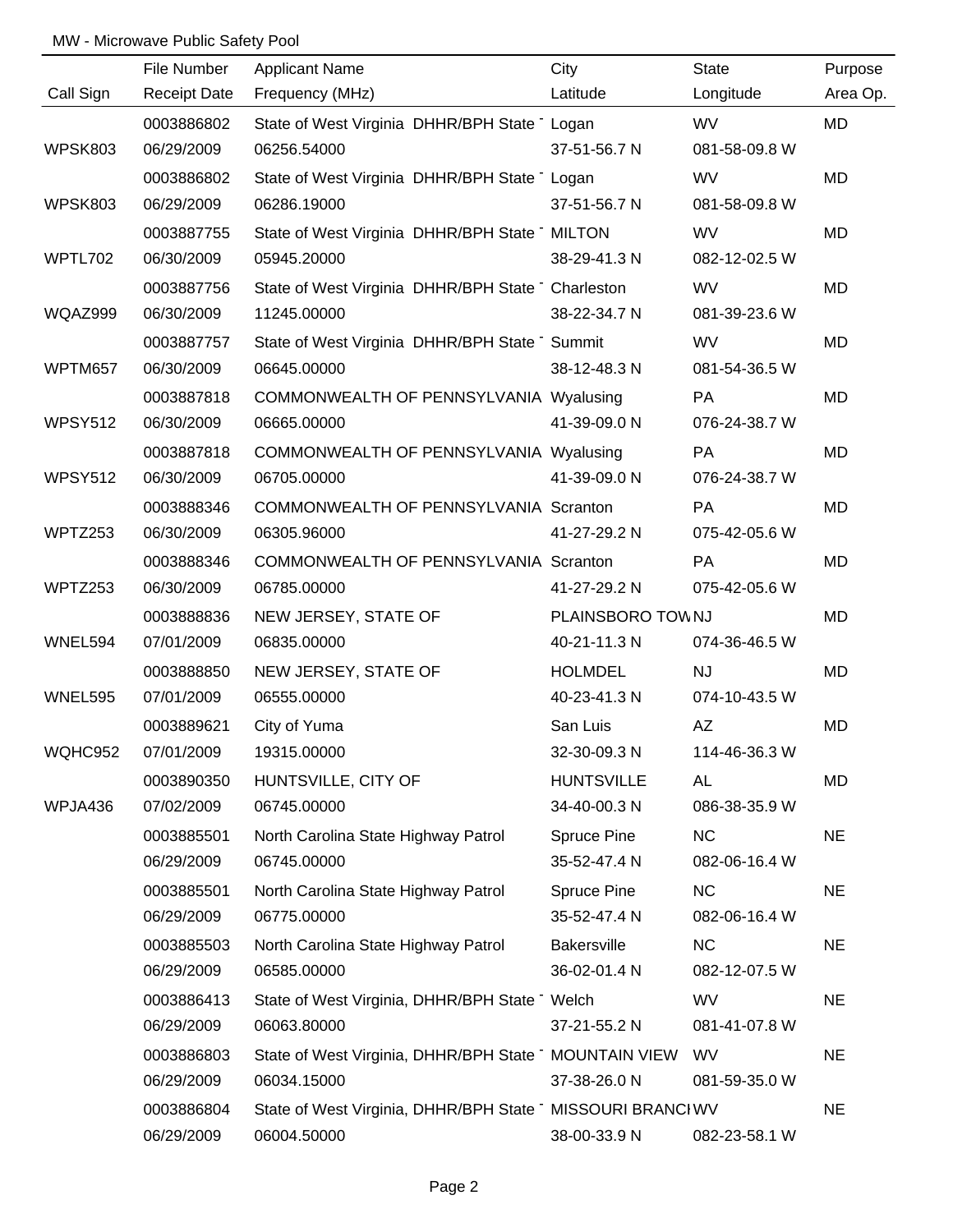MW - Microwave Public Safety Pool

| Call Sign | File Number<br>Receipt Date | Applicant Name<br>Frequency (MHz) | City<br>Latitude | State<br>Longitude | Purpose<br>Area Op. |
|---|---|---|---|---|---|
| WPSK803 | 0003886802<br>06/29/2009 | State of West Virginia DHHR/BPH State<br>06256.54000 | Logan<br>37-51-56.7 N | WV<br>081-58-09.8 W | MD |
| WPSK803 | 0003886802<br>06/29/2009 | State of West Virginia DHHR/BPH State<br>06286.19000 | Logan<br>37-51-56.7 N | WV<br>081-58-09.8 W | MD |
| WPTL702 | 0003887755<br>06/30/2009 | State of West Virginia DHHR/BPH State<br>05945.20000 | MILTON<br>38-29-41.3 N | WV<br>082-12-02.5 W | MD |
| WQAZ999 | 0003887756<br>06/30/2009 | State of West Virginia DHHR/BPH State<br>11245.00000 | Charleston<br>38-22-34.7 N | WV<br>081-39-23.6 W | MD |
| WPTM657 | 0003887757<br>06/30/2009 | State of West Virginia DHHR/BPH State<br>06645.00000 | Summit<br>38-12-48.3 N | WV<br>081-54-36.5 W | MD |
| WPSY512 | 0003887818<br>06/30/2009 | COMMONWEALTH OF PENNSYLVANIA<br>06665.00000 | Wyalusing<br>41-39-09.0 N | PA<br>076-24-38.7 W | MD |
| WPSY512 | 0003887818<br>06/30/2009 | COMMONWEALTH OF PENNSYLVANIA<br>06705.00000 | Wyalusing<br>41-39-09.0 N | PA<br>076-24-38.7 W | MD |
| WPTZ253 | 0003888346<br>06/30/2009 | COMMONWEALTH OF PENNSYLVANIA<br>06305.96000 | Scranton<br>41-27-29.2 N | PA<br>075-42-05.6 W | MD |
| WPTZ253 | 0003888346<br>06/30/2009 | COMMONWEALTH OF PENNSYLVANIA<br>06785.00000 | Scranton<br>41-27-29.2 N | PA<br>075-42-05.6 W | MD |
| WNEL594 | 0003888836<br>07/01/2009 | NEW JERSEY, STATE OF<br>06835.00000 | PLAINSBORO TOW<br>40-21-11.3 N | NJ<br>074-36-46.5 W | MD |
| WNEL595 | 0003888850<br>07/01/2009 | NEW JERSEY, STATE OF<br>06555.00000 | HOLMDEL<br>40-23-41.3 N | NJ<br>074-10-43.5 W | MD |
| WQHC952 | 0003889621<br>07/01/2009 | City of Yuma<br>19315.00000 | San Luis<br>32-30-09.3 N | AZ<br>114-46-36.3 W | MD |
| WPJA436 | 0003890350<br>07/02/2009 | HUNTSVILLE, CITY OF<br>06745.00000 | HUNTSVILLE<br>34-40-00.3 N | AL<br>086-38-35.9 W | MD |
| | 0003885501<br>06/29/2009 | North Carolina State Highway Patrol<br>06745.00000 | Spruce Pine<br>35-52-47.4 N | NC<br>082-06-16.4 W | NE |
| | 0003885501<br>06/29/2009 | North Carolina State Highway Patrol<br>06775.00000 | Spruce Pine<br>35-52-47.4 N | NC<br>082-06-16.4 W | NE |
| | 0003885503<br>06/29/2009 | North Carolina State Highway Patrol<br>06585.00000 | Bakersville<br>36-02-01.4 N | NC<br>082-12-07.5 W | NE |
| | 0003886413<br>06/29/2009 | State of West Virginia, DHHR/BPH State<br>06063.80000 | Welch<br>37-21-55.2 N | WV<br>081-41-07.8 W | NE |
| | 0003886803<br>06/29/2009 | State of West Virginia, DHHR/BPH State<br>06034.15000 | MOUNTAIN VIEW<br>37-38-26.0 N | WV<br>081-59-35.0 W | NE |
| | 0003886804<br>06/29/2009 | State of West Virginia, DHHR/BPH State<br>06004.50000 | MISSOURI BRANCI<br>38-00-33.9 N | WV<br>082-23-58.1 W | NE |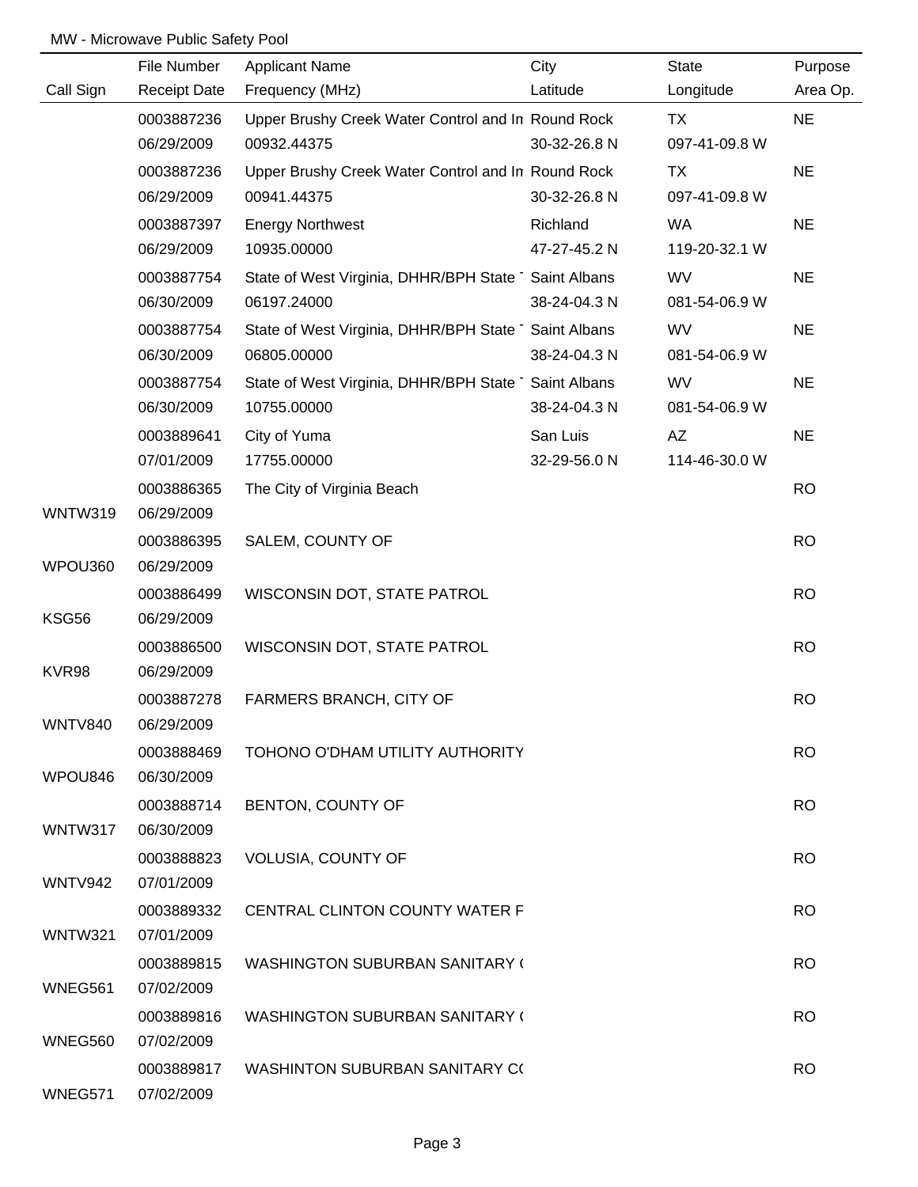MW - Microwave Public Safety Pool

| Call Sign | File Number<br>Receipt Date | Applicant Name<br>Frequency (MHz) | City<br>Latitude | State<br>Longitude | Purpose<br>Area Op. |
|---|---|---|---|---|---|
| | 0003887236<br>06/29/2009 | Upper Brushy Creek Water Control and In<br>00932.44375 | Round Rock<br>30-32-26.8 N | TX<br>097-41-09.8 W | NE |
| | 0003887236<br>06/29/2009 | Upper Brushy Creek Water Control and In<br>00941.44375 | Round Rock<br>30-32-26.8 N | TX<br>097-41-09.8 W | NE |
| | 0003887397<br>06/29/2009 | Energy Northwest<br>10935.00000 | Richland<br>47-27-45.2 N | WA<br>119-20-32.1 W | NE |
| | 0003887754<br>06/30/2009 | State of West Virginia, DHHR/BPH State<br>06197.24000 | Saint Albans<br>38-24-04.3 N | WV<br>081-54-06.9 W | NE |
| | 0003887754<br>06/30/2009 | State of West Virginia, DHHR/BPH State<br>06805.00000 | Saint Albans<br>38-24-04.3 N | WV<br>081-54-06.9 W | NE |
| | 0003887754<br>06/30/2009 | State of West Virginia, DHHR/BPH State<br>10755.00000 | Saint Albans<br>38-24-04.3 N | WV<br>081-54-06.9 W | NE |
| | 0003889641<br>07/01/2009 | City of Yuma<br>17755.00000 | San Luis<br>32-29-56.0 N | AZ<br>114-46-30.0 W | NE |
| WNTW319 | 0003886365<br>06/29/2009 | The City of Virginia Beach | | | RO |
| WPOU360 | 0003886395<br>06/29/2009 | SALEM, COUNTY OF | | | RO |
| KSG56 | 0003886499<br>06/29/2009 | WISCONSIN DOT, STATE PATROL | | | RO |
| KVR98 | 0003886500<br>06/29/2009 | WISCONSIN DOT, STATE PATROL | | | RO |
| WNTV840 | 0003887278<br>06/29/2009 | FARMERS BRANCH, CITY OF | | | RO |
| WPOU846 | 0003888469<br>06/30/2009 | TOHONO O'DHAM UTILITY AUTHORITY | | | RO |
| WNTW317 | 0003888714<br>06/30/2009 | BENTON, COUNTY OF | | | RO |
| WNTV942 | 0003888823<br>07/01/2009 | VOLUSIA, COUNTY OF | | | RO |
| WNTW321 | 0003889332<br>07/01/2009 | CENTRAL CLINTON COUNTY WATER F | | | RO |
| WNEG561 | 0003889815<br>07/02/2009 | WASHINGTON SUBURBAN SANITARY ( | | | RO |
| WNEG560 | 0003889816<br>07/02/2009 | WASHINGTON SUBURBAN SANITARY ( | | | RO |
| WNEG571 | 0003889817<br>07/02/2009 | WASHINTON SUBURBAN SANITARY C( | | | RO |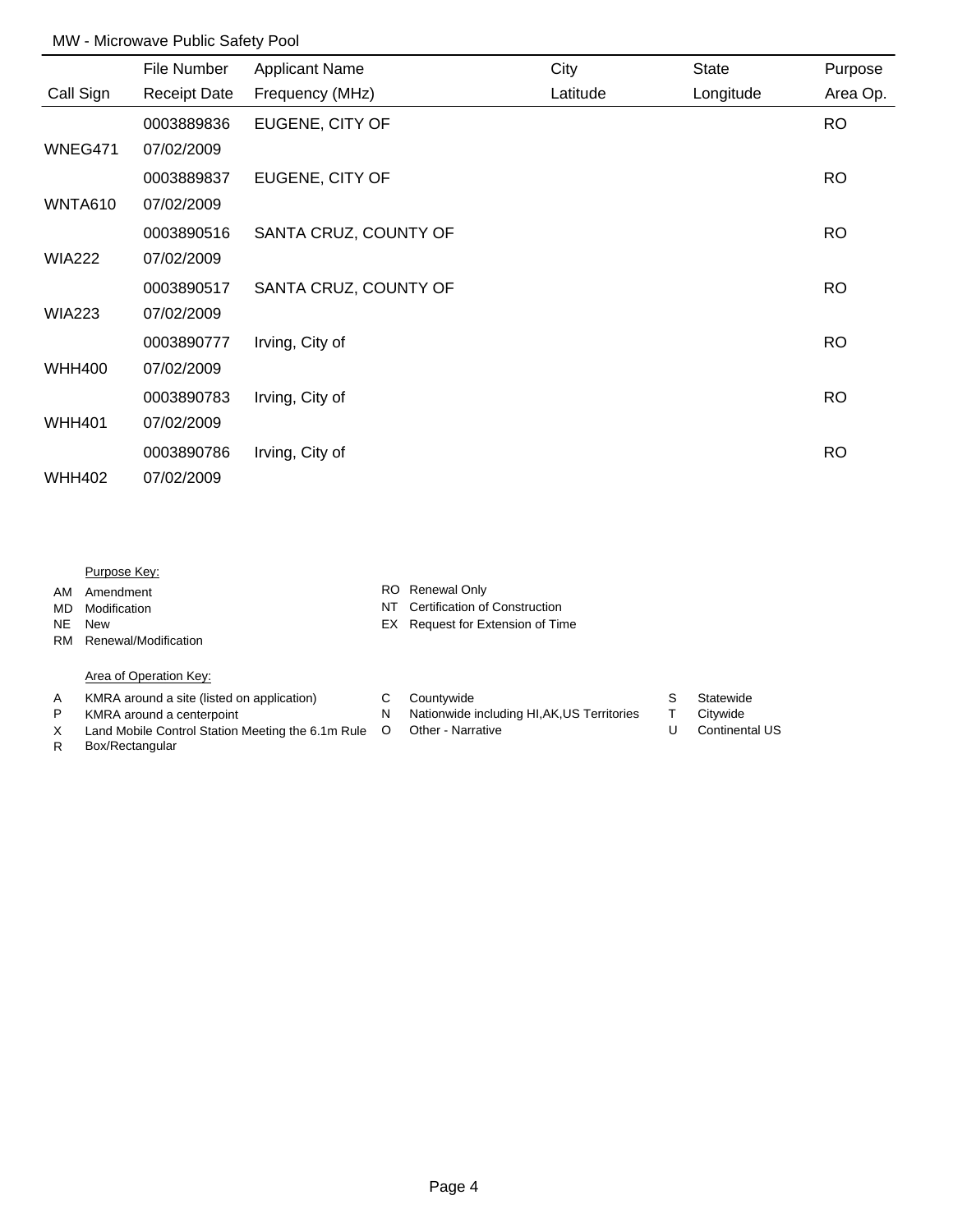## MW - Microwave Public Safety Pool

| Call Sign | File Number / Receipt Date | Applicant Name / Frequency (MHz) | City / Latitude | State / Longitude | Purpose / Area Op. |
|---|---|---|---|---|---|
| | 0003889836 | EUGENE, CITY OF | | | RO |
| WNEG471 | 07/02/2009 | | | | |
| | 0003889837 | EUGENE, CITY OF | | | RO |
| WNTA610 | 07/02/2009 | | | | |
| | 0003890516 | SANTA CRUZ, COUNTY OF | | | RO |
| WIA222 | 07/02/2009 | | | | |
| | 0003890517 | SANTA CRUZ, COUNTY OF | | | RO |
| WIA223 | 07/02/2009 | | | | |
| | 0003890777 | Irving, City of | | | RO |
| WHH400 | 07/02/2009 | | | | |
| | 0003890783 | Irving, City of | | | RO |
| WHH401 | 07/02/2009 | | | | |
| | 0003890786 | Irving, City of | | | RO |
| WHH402 | 07/02/2009 | | | | |

Purpose Key:

- AM Amendment
- MD Modification
- NE New
- RM Renewal/Modification
- RO Renewal Only
- NT Certification of Construction
- EX Request for Extension of Time

Area of Operation Key:

- A KMRA around a site (listed on application)
- P KMRA around a centerpoint
- X Land Mobile Control Station Meeting the 6.1m Rule
- R Box/Rectangular
- C Countywide
- N Nationwide including HI,AK,US Territories
- O Other - Narrative
- S Statewide
- T Citywide
- U Continental US